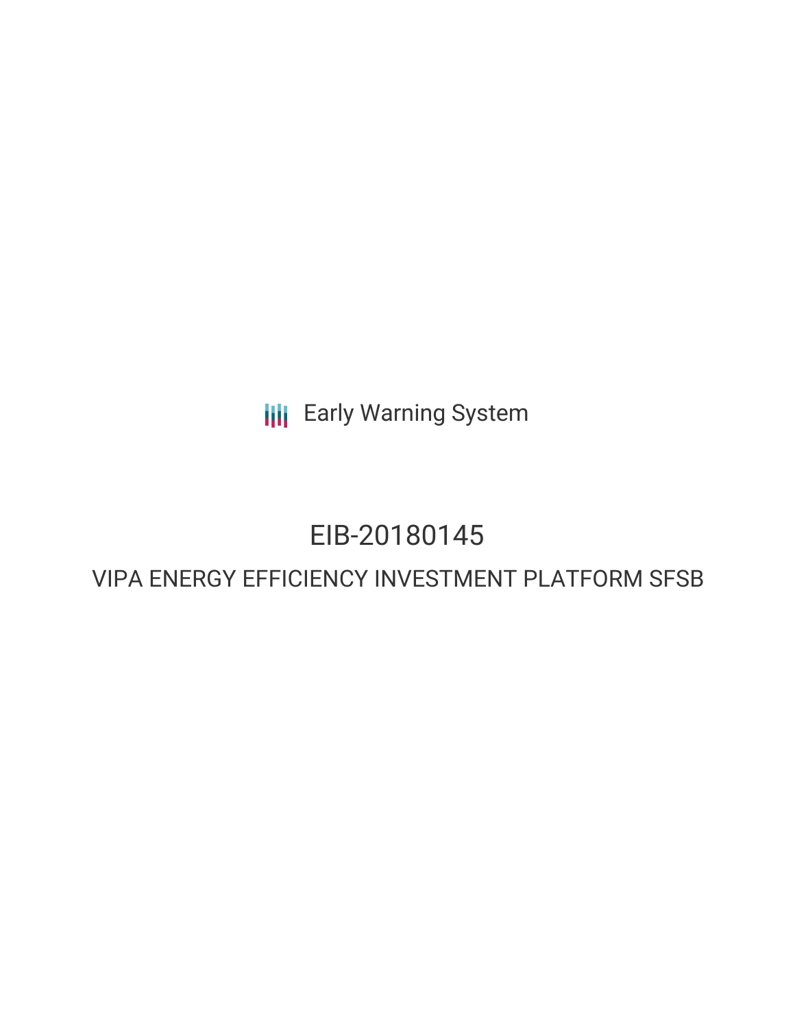Early Warning System

# EIB-20180145

## VIPA ENERGY EFFICIENCY INVESTMENT PLATFORM SFSB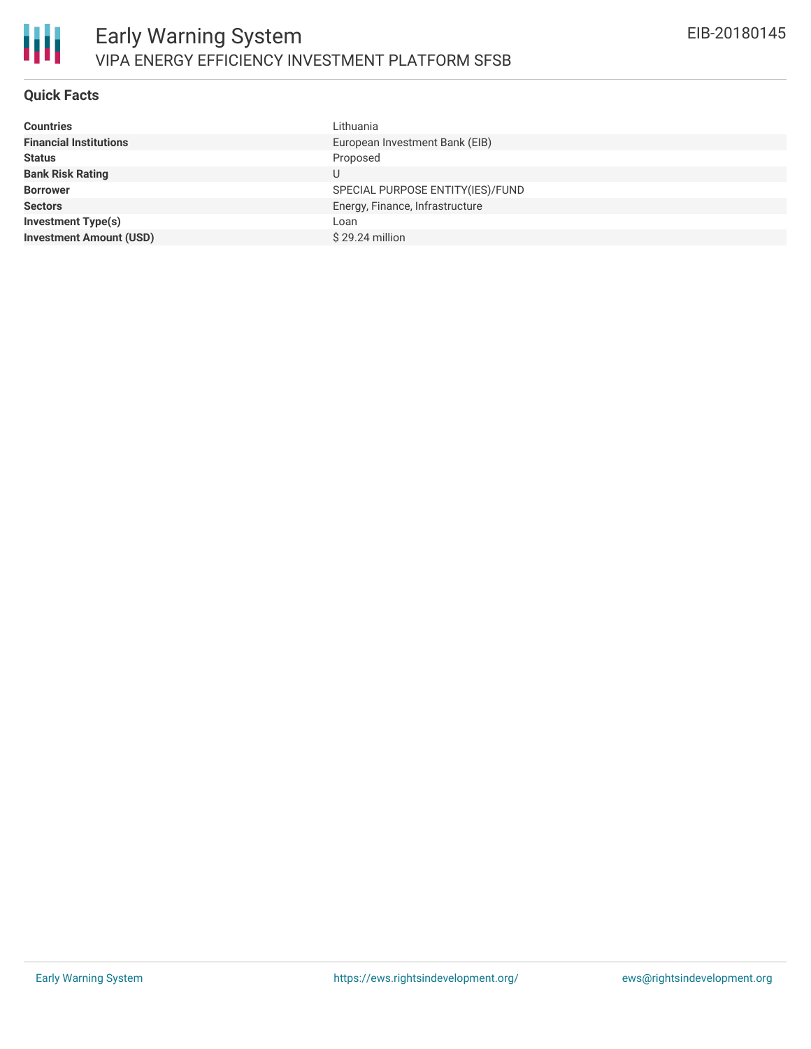# Early Warning System

VIPA ENERGY EFFICIENCY INVESTMENT PLATFORM SFSB

EIB-20180145

## Quick Facts

| | |
|---|---|
| **Countries** | Lithuania |
| **Financial Institutions** | European Investment Bank (EIB) |
| **Status** | Proposed |
| **Bank Risk Rating** | U |
| **Borrower** | SPECIAL PURPOSE ENTITY(IES)/FUND |
| **Sectors** | Energy, Finance, Infrastructure |
| **Investment Type(s)** | Loan |
| **Investment Amount (USD)** | $ 29.24 million |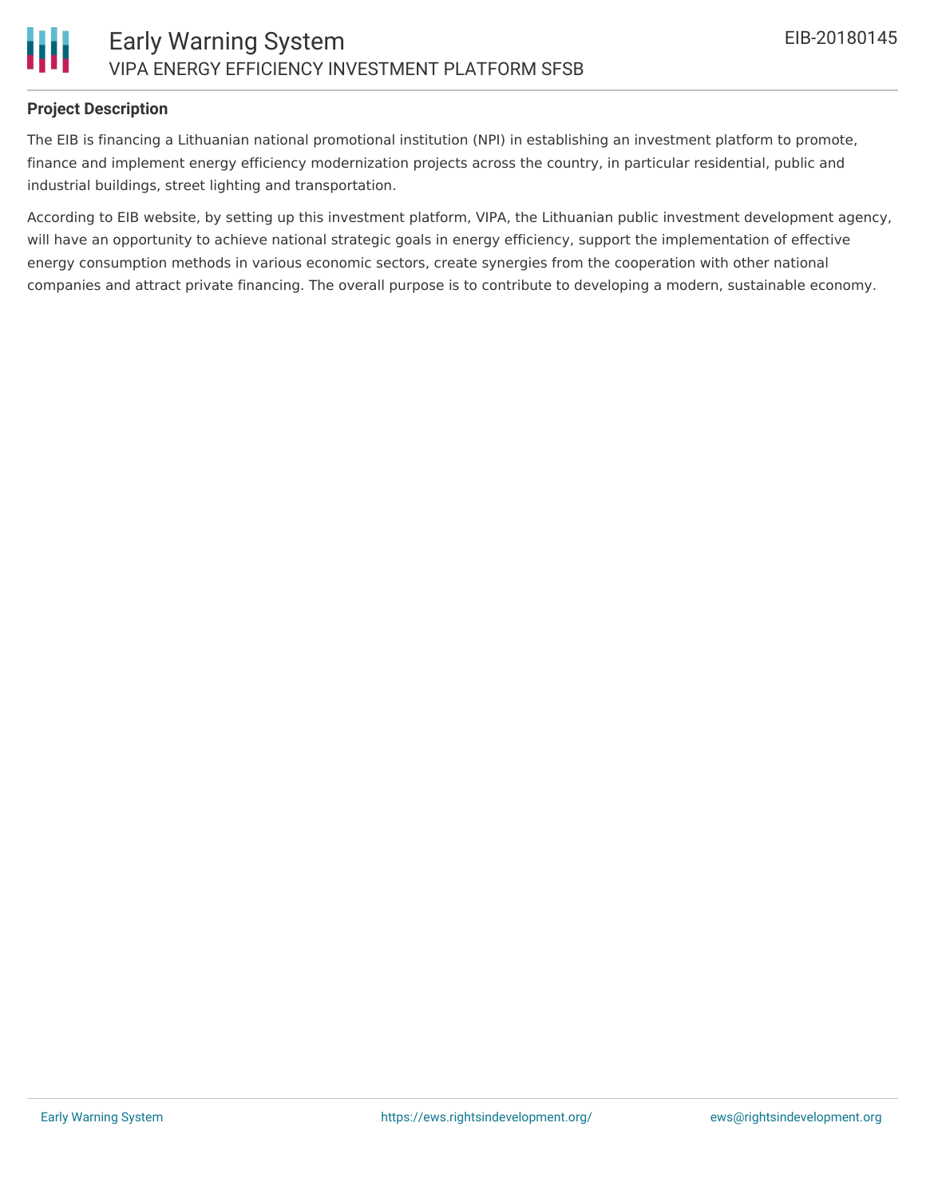## Project Description

The EIB is financing a Lithuanian national promotional institution (NPI) in establishing an investment platform to promote, finance and implement energy efficiency modernization projects across the country, in particular residential, public and industrial buildings, street lighting and transportation.

According to EIB website, by setting up this investment platform, VIPA, the Lithuanian public investment development agency, will have an opportunity to achieve national strategic goals in energy efficiency, support the implementation of effective energy consumption methods in various economic sectors, create synergies from the cooperation with other national companies and attract private financing. The overall purpose is to contribute to developing a modern, sustainable economy.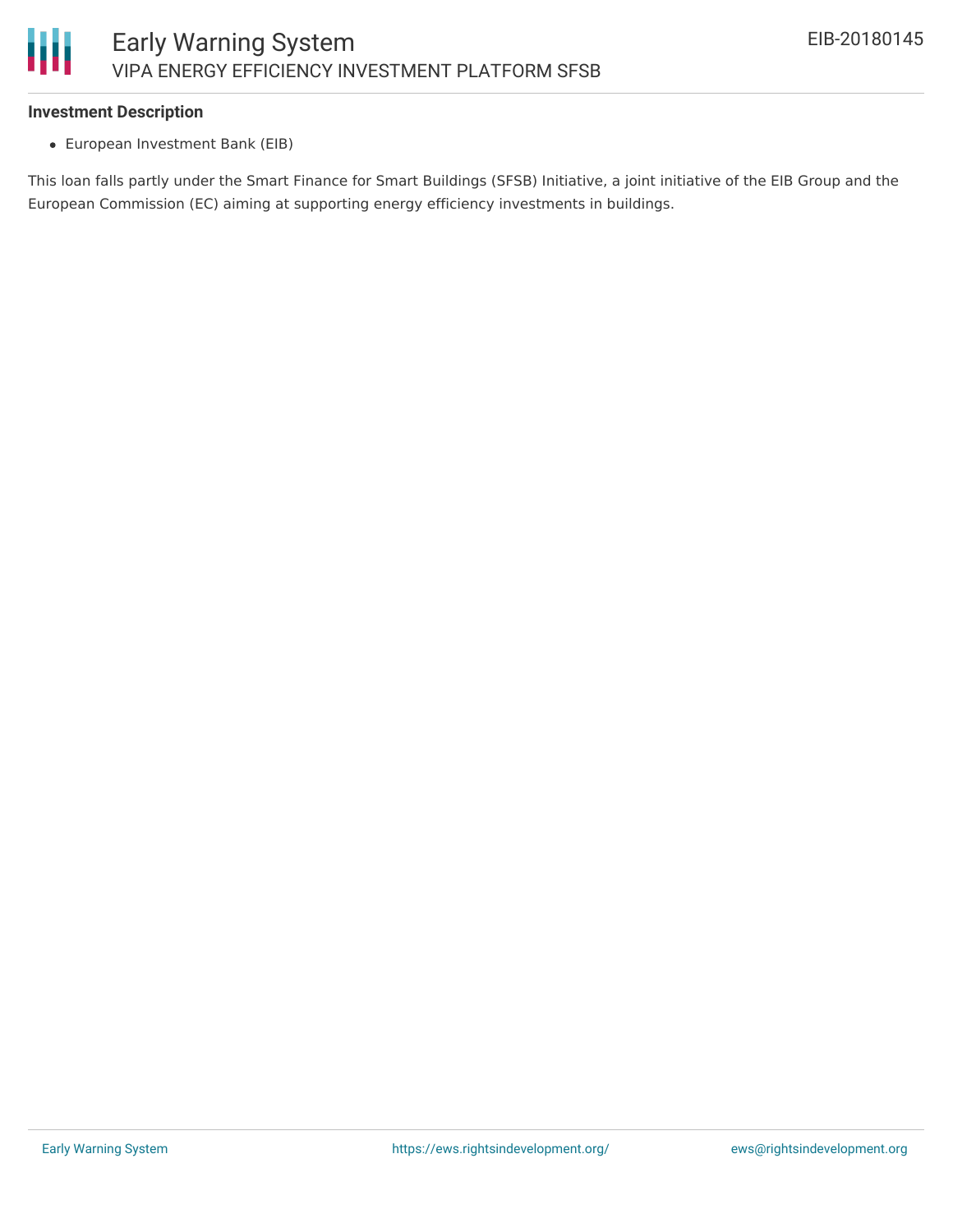**Investment Description**

- European Investment Bank (EIB)

This loan falls partly under the Smart Finance for Smart Buildings (SFSB) Initiative, a joint initiative of the EIB Group and the European Commission (EC) aiming at supporting energy efficiency investments in buildings.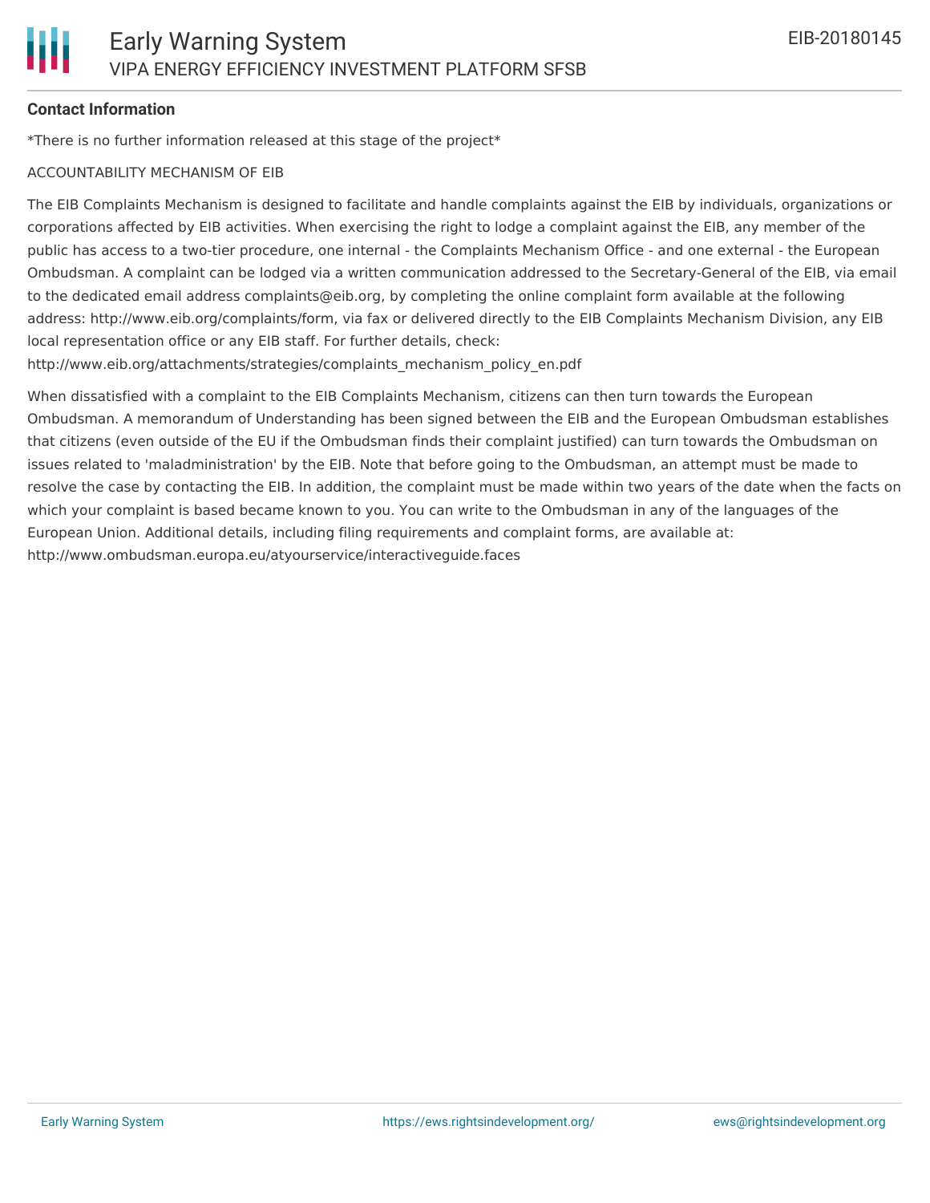## Contact Information

*There is no further information released at this stage of the project*

ACCOUNTABILITY MECHANISM OF EIB

The EIB Complaints Mechanism is designed to facilitate and handle complaints against the EIB by individuals, organizations or corporations affected by EIB activities. When exercising the right to lodge a complaint against the EIB, any member of the public has access to a two-tier procedure, one internal - the Complaints Mechanism Office - and one external - the European Ombudsman. A complaint can be lodged via a written communication addressed to the Secretary-General of the EIB, via email to the dedicated email address complaints@eib.org, by completing the online complaint form available at the following address: http://www.eib.org/complaints/form, via fax or delivered directly to the EIB Complaints Mechanism Division, any EIB local representation office or any EIB staff. For further details, check: http://www.eib.org/attachments/strategies/complaints_mechanism_policy_en.pdf

When dissatisfied with a complaint to the EIB Complaints Mechanism, citizens can then turn towards the European Ombudsman. A memorandum of Understanding has been signed between the EIB and the European Ombudsman establishes that citizens (even outside of the EU if the Ombudsman finds their complaint justified) can turn towards the Ombudsman on issues related to 'maladministration' by the EIB. Note that before going to the Ombudsman, an attempt must be made to resolve the case by contacting the EIB. In addition, the complaint must be made within two years of the date when the facts on which your complaint is based became known to you. You can write to the Ombudsman in any of the languages of the European Union. Additional details, including filing requirements and complaint forms, are available at: http://www.ombudsman.europa.eu/atyourservice/interactiveguide.faces